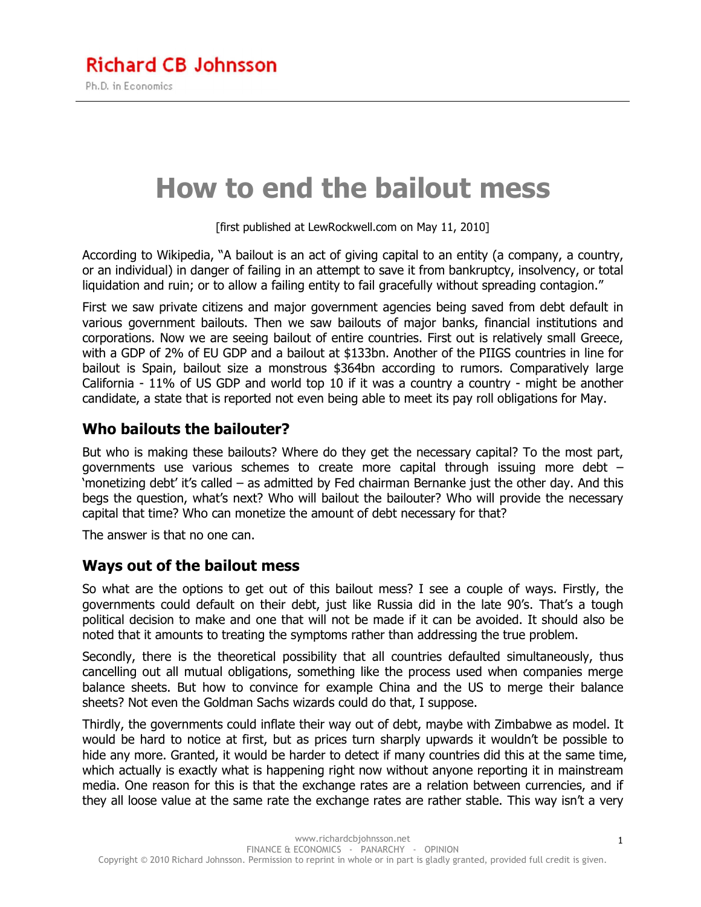Richard CB Johnsson

Ph.D. in Economics

# How to end the bailout mess

[first published at LewRockwell.com on May 11, 2010]

According to Wikipedia, "A bailout is an act of giving capital to an entity (a company, a country, or an individual) in danger of failing in an attempt to save it from bankruptcy, insolvency, or total liquidation and ruin; or to allow a failing entity to fail gracefully without spreading contagion."

First we saw private citizens and major government agencies being saved from debt default in various government bailouts. Then we saw bailouts of major banks, financial institutions and corporations. Now we are seeing bailout of entire countries. First out is relatively small Greece, with a GDP of 2% of EU GDP and a bailout at $133bn. Another of the PIIGS countries in line for bailout is Spain, bailout size a monstrous $364bn according to rumors. Comparatively large California - 11% of US GDP and world top 10 if it was a country a country - might be another candidate, a state that is reported not even being able to meet its pay roll obligations for May.

## Who bailouts the bailouter?

But who is making these bailouts? Where do they get the necessary capital? To the most part, governments use various schemes to create more capital through issuing more debt – 'monetizing debt' it's called – as admitted by Fed chairman Bernanke just the other day. And this begs the question, what's next? Who will bailout the bailouter? Who will provide the necessary capital that time? Who can monetize the amount of debt necessary for that?

The answer is that no one can.

## Ways out of the bailout mess

So what are the options to get out of this bailout mess? I see a couple of ways. Firstly, the governments could default on their debt, just like Russia did in the late 90's. That's a tough political decision to make and one that will not be made if it can be avoided. It should also be noted that it amounts to treating the symptoms rather than addressing the true problem.

Secondly, there is the theoretical possibility that all countries defaulted simultaneously, thus cancelling out all mutual obligations, something like the process used when companies merge balance sheets. But how to convince for example China and the US to merge their balance sheets? Not even the Goldman Sachs wizards could do that, I suppose.

Thirdly, the governments could inflate their way out of debt, maybe with Zimbabwe as model. It would be hard to notice at first, but as prices turn sharply upwards it wouldn't be possible to hide any more. Granted, it would be harder to detect if many countries did this at the same time, which actually is exactly what is happening right now without anyone reporting it in mainstream media. One reason for this is that the exchange rates are a relation between currencies, and if they all loose value at the same rate the exchange rates are rather stable. This way isn't a very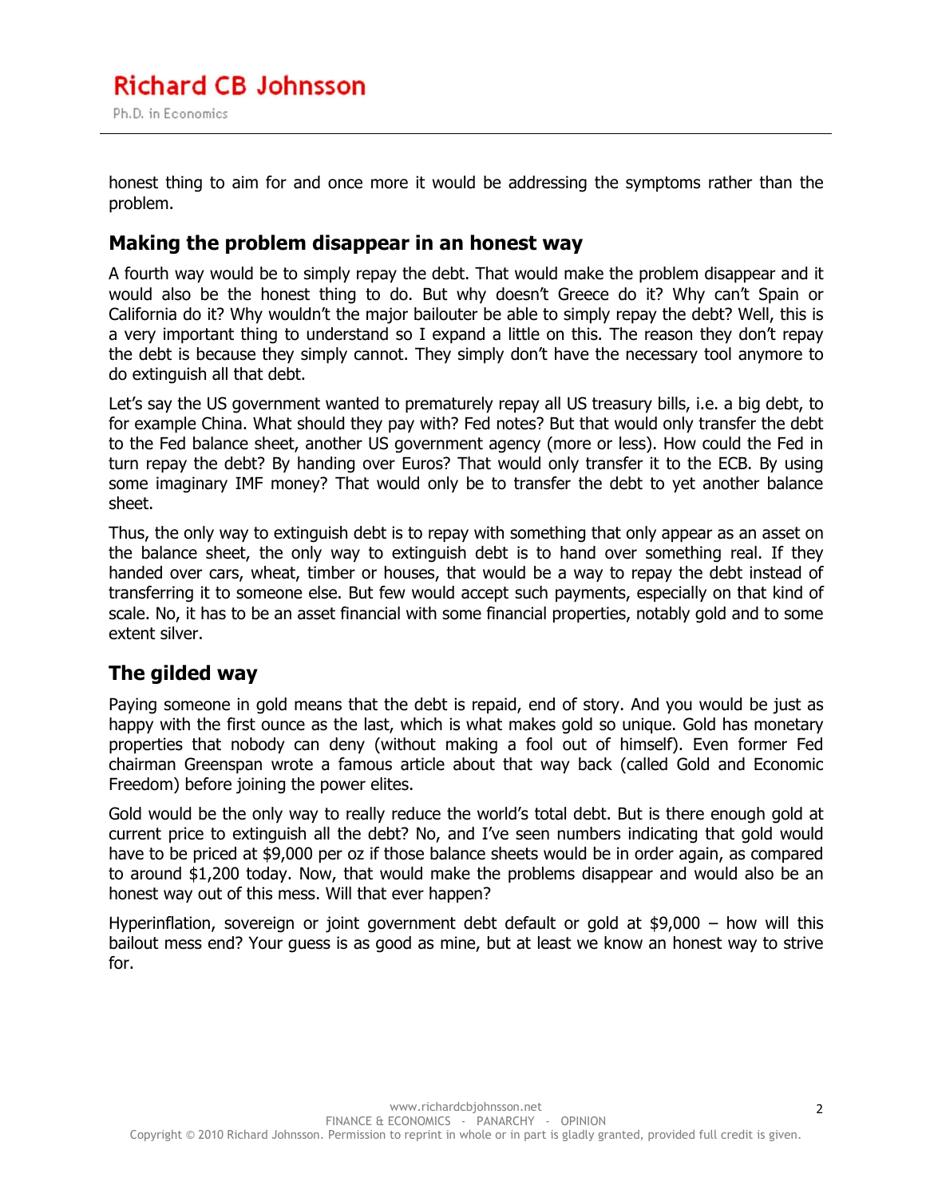honest thing to aim for and once more it would be addressing the symptoms rather than the problem.

## Making the problem disappear in an honest way

A fourth way would be to simply repay the debt. That would make the problem disappear and it would also be the honest thing to do. But why doesn't Greece do it? Why can't Spain or California do it? Why wouldn't the major bailouter be able to simply repay the debt? Well, this is a very important thing to understand so I expand a little on this. The reason they don't repay the debt is because they simply cannot. They simply don't have the necessary tool anymore to do extinguish all that debt.

Let's say the US government wanted to prematurely repay all US treasury bills, i.e. a big debt, to for example China. What should they pay with? Fed notes? But that would only transfer the debt to the Fed balance sheet, another US government agency (more or less). How could the Fed in turn repay the debt? By handing over Euros? That would only transfer it to the ECB. By using some imaginary IMF money? That would only be to transfer the debt to yet another balance sheet.

Thus, the only way to extinguish debt is to repay with something that only appear as an asset on the balance sheet, the only way to extinguish debt is to hand over something real. If they handed over cars, wheat, timber or houses, that would be a way to repay the debt instead of transferring it to someone else. But few would accept such payments, especially on that kind of scale. No, it has to be an asset financial with some financial properties, notably gold and to some extent silver.

## The gilded way

Paying someone in gold means that the debt is repaid, end of story. And you would be just as happy with the first ounce as the last, which is what makes gold so unique. Gold has monetary properties that nobody can deny (without making a fool out of himself). Even former Fed chairman Greenspan wrote a famous article about that way back (called Gold and Economic Freedom) before joining the power elites.

Gold would be the only way to really reduce the world's total debt. But is there enough gold at current price to extinguish all the debt? No, and I've seen numbers indicating that gold would have to be priced at $9,000 per oz if those balance sheets would be in order again, as compared to around $1,200 today. Now, that would make the problems disappear and would also be an honest way out of this mess. Will that ever happen?

Hyperinflation, sovereign or joint government debt default or gold at $9,000 – how will this bailout mess end? Your guess is as good as mine, but at least we know an honest way to strive for.